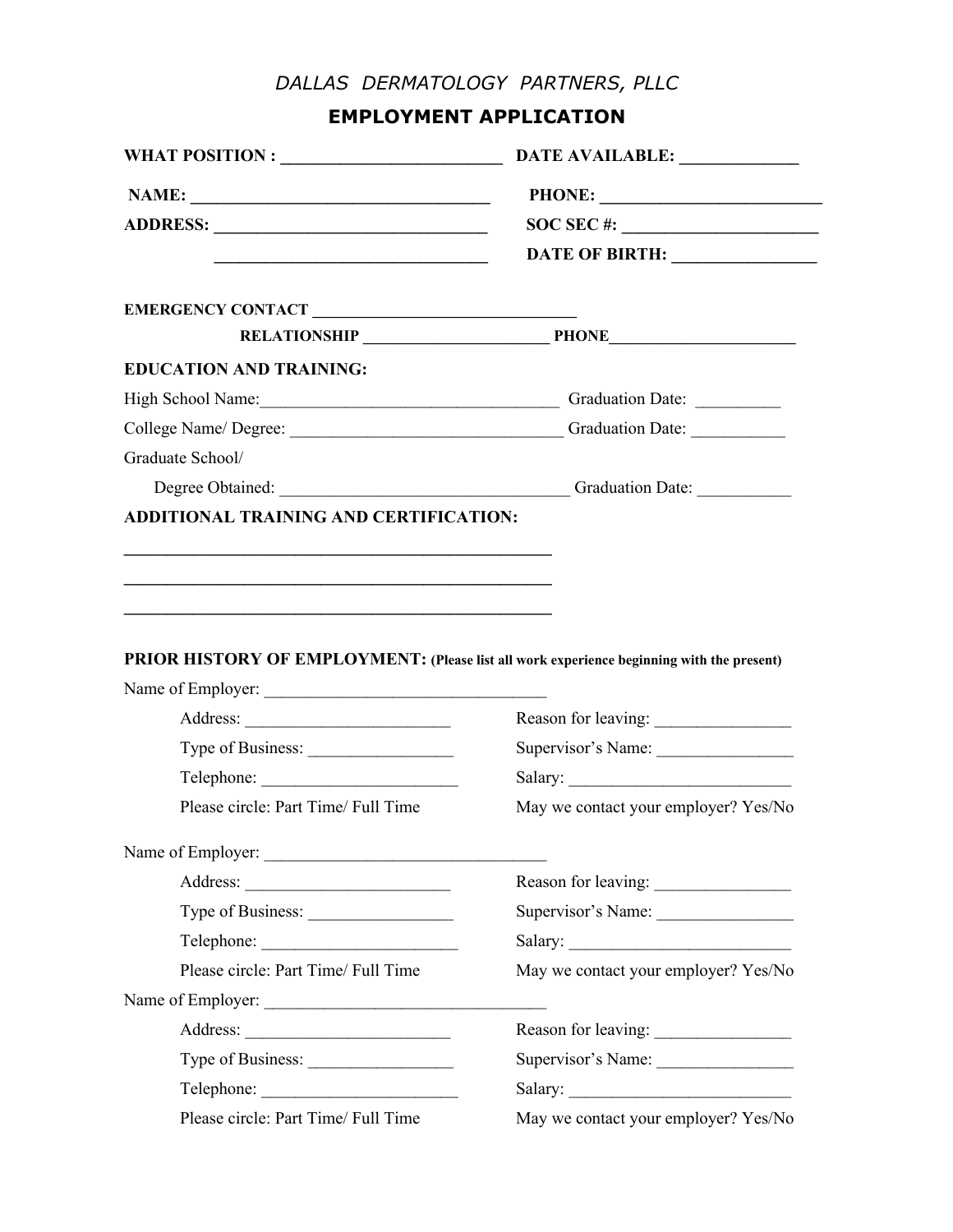*DALLAS DERMATOLOGY PARTNERS, PLLC*

# EMPLOYMENT APPLICATION

**WHAT POSITION :** ________________________ **DATE AVAILABLE:** _____________

**NAME:** ________________________________ **PHONE:** _________________________

**ADDRESS:** ______________________________ **SOC SEC #:** ______________________

______________________________ **DATE OF BIRTH:** ________________

**EMERGENCY CONTACT** ______________________________

**RELATIONSHIP** ______________________ **PHONE**______________________

**EDUCATION AND TRAINING:**

High School Name:___________________________________ Graduation Date: __________

College Name/ Degree: ________________________________ Graduation Date: ___________

Graduate School/

Degree Obtained: _________________________________ Graduation Date: ___________

**ADDITIONAL TRAINING AND CERTIFICATION:**

__________________________________________________

__________________________________________________

__________________________________________________

**PRIOR HISTORY OF EMPLOYMENT:** **(Please list all work experience beginning with the present)**

Name of Employer: _________________________________

Address: ________________________ Reason for leaving: ________________

Type of Business: _________________ Supervisor's Name: ________________

Telephone: _______________________ Salary: __________________________

Please circle: Part Time/ Full Time May we contact your employer? Yes/No

Name of Employer: _________________________________

Address: ________________________ Reason for leaving: ________________

Type of Business: _________________ Supervisor's Name: ________________

Telephone: _______________________ Salary: __________________________

Please circle: Part Time/ Full Time May we contact your employer? Yes/No

Name of Employer: _________________________________

Address: ________________________ Reason for leaving: ________________

Type of Business: _________________ Supervisor's Name: ________________

Telephone: _______________________ Salary: __________________________

Please circle: Part Time/ Full Time May we contact your employer? Yes/No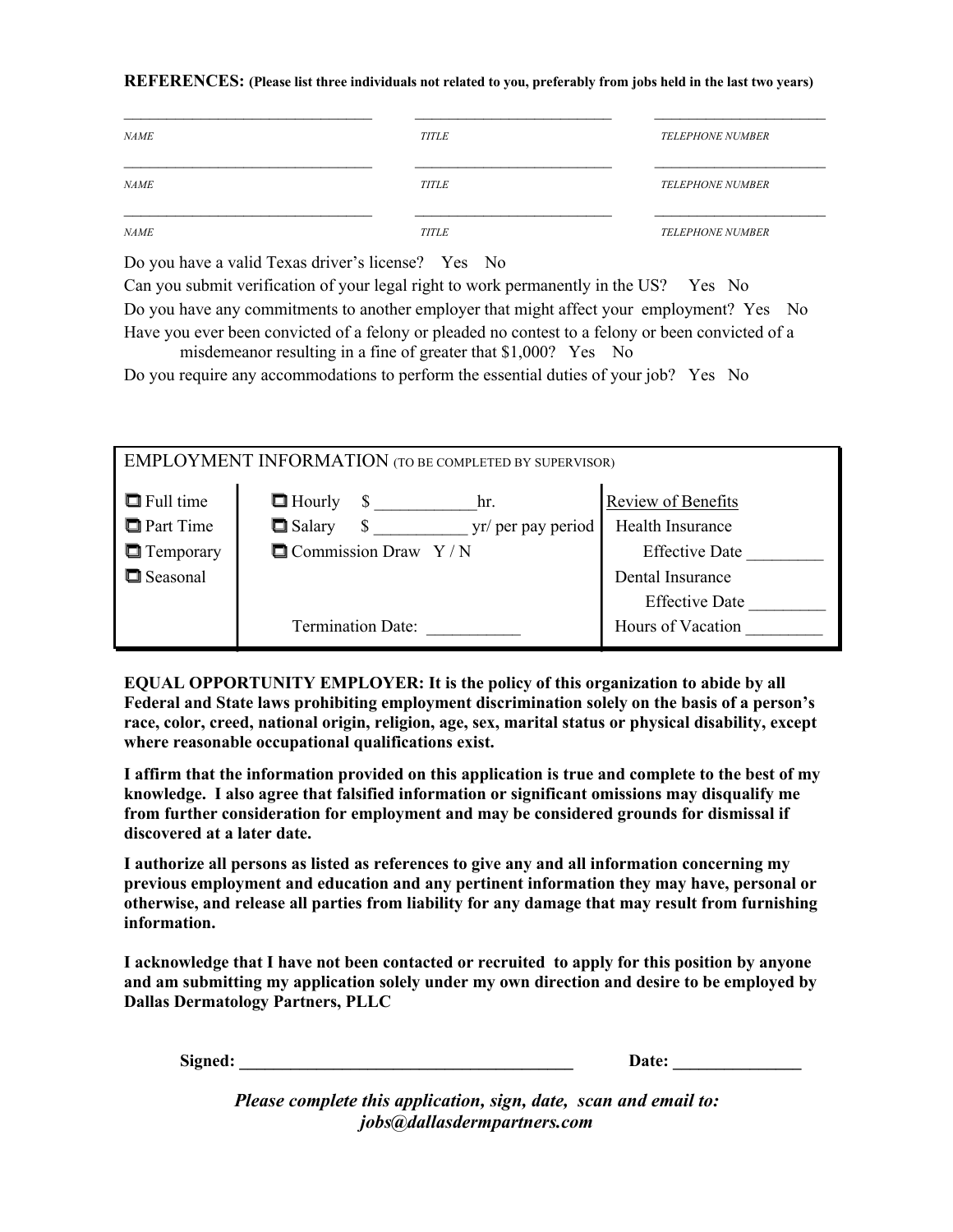**REFERENCES:** **(Please list three individuals not related to you, preferably from jobs held in the last two years)**

| | | |
|---|---|---|
| _______________________ | _______________________ | _______________________ |
| *NAME* | *TITLE* | *TELEPHONE NUMBER* |
| _______________________ | _______________________ | _______________________ |
| *NAME* | *TITLE* | *TELEPHONE NUMBER* |
| _______________________ | _______________________ | _______________________ |
| *NAME* | *TITLE* | *TELEPHONE NUMBER* |

Do you have a valid Texas driver's license? Yes No

Can you submit verification of your legal right to work permanently in the US? Yes No

Do you have any commitments to another employer that might affect your employment? Yes No

Have you ever been convicted of a felony or pleaded no contest to a felony or been convicted of a misdemeanor resulting in a fine of greater that $1,000? Yes No

Do you require any accommodations to perform the essential duties of your job? Yes No

| EMPLOYMENT INFORMATION (TO BE COMPLETED BY SUPERVISOR) | | |
|---|---|---|
| ☐ Full time | ☐ Hourly $ ____________hr. | Review of Benefits |
| ☐ Part Time | ☐ Salary $ ___________ yr/ per pay period | Health Insurance |
| ☐ Temporary | ☐ Commission Draw Y / N | Effective Date _________ |
| ☐ Seasonal | | Dental Insurance |
| | | Effective Date _________ |
| | Termination Date: ___________ | Hours of Vacation _________ |

**EQUAL OPPORTUNITY EMPLOYER: It is the policy of this organization to abide by all Federal and State laws prohibiting employment discrimination solely on the basis of a person's race, color, creed, national origin, religion, age, sex, marital status or physical disability, except where reasonable occupational qualifications exist.**

**I affirm that the information provided on this application is true and complete to the best of my knowledge. I also agree that falsified information or significant omissions may disqualify me from further consideration for employment and may be considered grounds for dismissal if discovered at a later date.**

**I authorize all persons as listed as references to give any and all information concerning my previous employment and education and any pertinent information they may have, personal or otherwise, and release all parties from liability for any damage that may result from furnishing information.**

**I acknowledge that I have not been contacted or recruited to apply for this position by anyone and am submitting my application solely under my own direction and desire to be employed by Dallas Dermatology Partners, PLLC**

**Signed: ________________________________________ Date: _______________**

***Please complete this application, sign, date, scan and email to: jobs@dallasdermpartners.com***